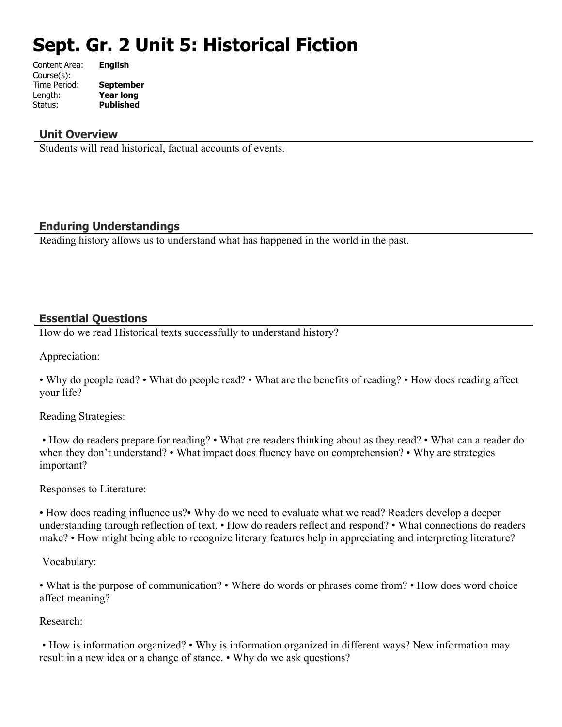# Sept. Gr. 2 Unit 5: Historical Fiction

| | |
|---|---|
| Content Area: | **English** |
| Course(s): | |
| Time Period: | **September** |
| Length: | **Year long** |
| Status: | **Published** |

## Unit Overview

Students will read historical, factual accounts of events.

## Enduring Understandings

Reading history allows us to understand what has happened in the world in the past.

## Essential Questions

How do we read Historical texts successfully to understand history?

Appreciation:

• Why do people read? • What do people read? • What are the benefits of reading? • How does reading affect your life?

Reading Strategies:

• How do readers prepare for reading? • What are readers thinking about as they read? • What can a reader do when they don't understand? • What impact does fluency have on comprehension? • Why are strategies important?

Responses to Literature:

• How does reading influence us?• Why do we need to evaluate what we read? Readers develop a deeper understanding through reflection of text. • How do readers reflect and respond? • What connections do readers make? • How might being able to recognize literary features help in appreciating and interpreting literature?

Vocabulary:

• What is the purpose of communication? • Where do words or phrases come from? • How does word choice affect meaning?

Research:

• How is information organized? • Why is information organized in different ways? New information may result in a new idea or a change of stance. • Why do we ask questions?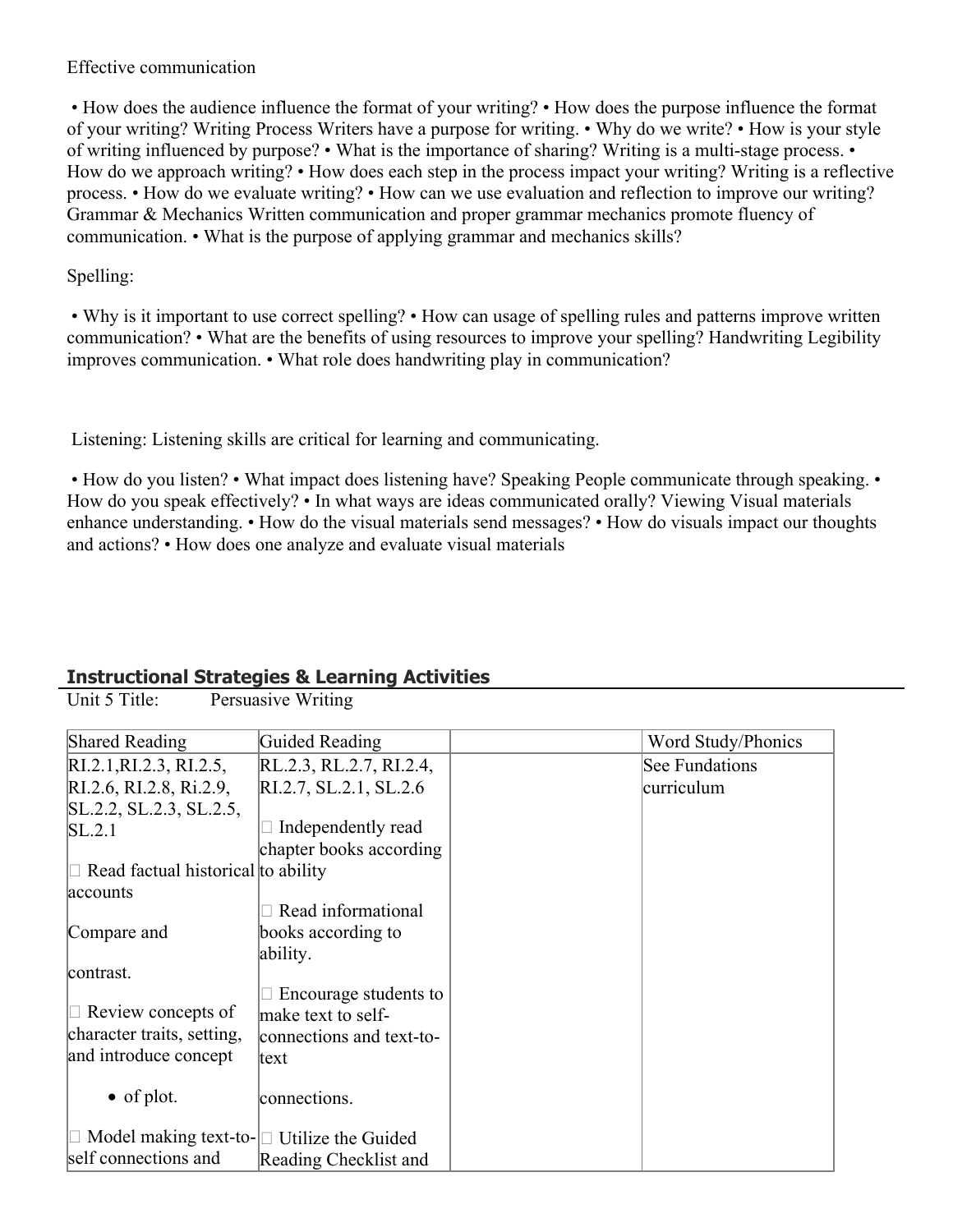Effective communication

• How does the audience influence the format of your writing? • How does the purpose influence the format of your writing? Writing Process Writers have a purpose for writing. • Why do we write? • How is your style of writing influenced by purpose? • What is the importance of sharing? Writing is a multi-stage process. • How do we approach writing? • How does each step in the process impact your writing? Writing is a reflective process. • How do we evaluate writing? • How can we use evaluation and reflection to improve our writing? Grammar & Mechanics Written communication and proper grammar mechanics promote fluency of communication. • What is the purpose of applying grammar and mechanics skills?

Spelling:

• Why is it important to use correct spelling? • How can usage of spelling rules and patterns improve written communication? • What are the benefits of using resources to improve your spelling? Handwriting Legibility improves communication. • What role does handwriting play in communication?

Listening: Listening skills are critical for learning and communicating.

• How do you listen? • What impact does listening have? Speaking People communicate through speaking. • How do you speak effectively? • In ways are ideas communicated orally? Viewing Visual materials enhance understanding. • How do the visual materials send messages? • How do visuals impact our thoughts and actions? • How does one analyze and evaluate visual materials

## Instructional Strategies & Learning Activities

Unit 5 Title: Persuasive Writing

| Shared Reading | Guided Reading | | Word Study/Phonics |
|---|---|---|---|
| RI.2.1,RI.2.3, RI.2.5, RI.2.6, RI.2.8, Ri.2.9, SL.2.2, SL.2.3, SL.2.5, SL.2.1<br><br>□ Read factual historical accounts<br><br>Compare and<br><br>contrast.<br><br>□ Review concepts of character traits, setting, and introduce concept<br><br>• of plot.<br><br>□ Model making text-to-self connections and | RL.2.3, RL.2.7, RI.2.4, RI.2.7, SL.2.1, SL.2.6<br><br>□ Independently read chapter books according to ability<br><br>□ Read informational books according to ability.<br><br>□ Encourage students to make text to self-connections and text-to-text<br><br>connections.<br><br>□ Utilize the Guided Reading Checklist and | | See Fundations curriculum |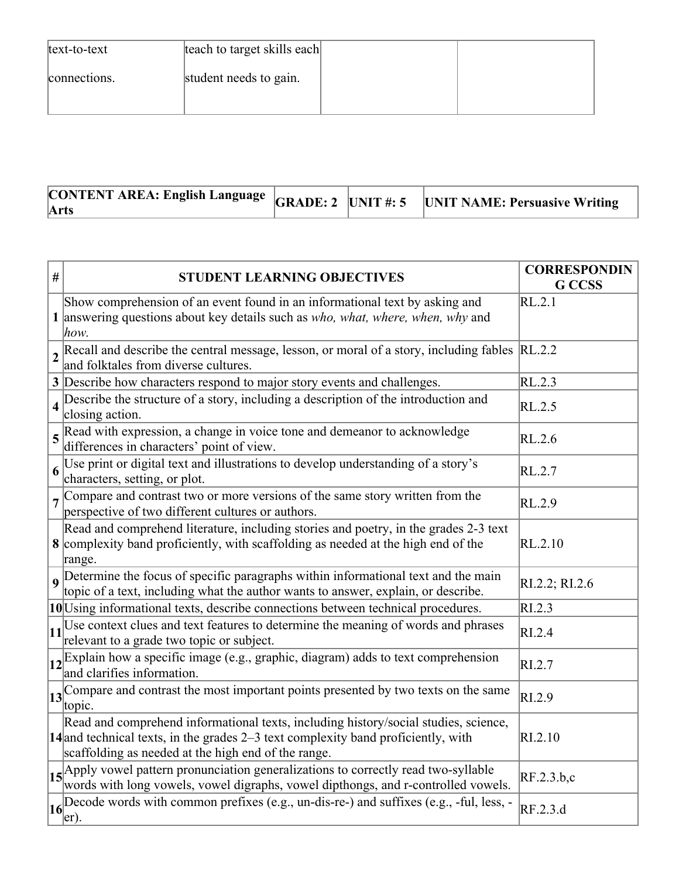| text-to-text connections. | teach to target skills each student needs to gain. | | |
|---|---|---|---|

| CONTENT AREA: English Language Arts | GRADE: 2 | UNIT #: 5 | UNIT NAME: Persuasive Writing |
|---|---|---|---|

| # | STUDENT LEARNING OBJECTIVES | CORRESPONDING CCSS |
|---|---|---|
| 1 | Show comprehension of an event found in an informational text by asking and answering questions about key details such as *who, what, where, when, why* and *how.* | RL.2.1 |
| 2 | Recall and describe the central message, lesson, or moral of a story, including fables and folktales from diverse cultures. | RL.2.2 |
| 3 | Describe how characters respond to major story events and challenges. | RL.2.3 |
| 4 | Describe the structure of a story, including a description of the introduction and closing action. | RL.2.5 |
| 5 | Read with expression, a change in voice tone and demeanor to acknowledge differences in characters' point of view. | RL.2.6 |
| 6 | Use print or digital text and illustrations to develop understanding of a story's characters, setting, or plot. | RL.2.7 |
| 7 | Compare and contrast two or more versions of the same story written from the perspective of two different cultures or authors. | RL.2.9 |
| 8 | Read and comprehend literature, including stories and poetry, in the grades 2-3 text complexity band proficiently, with scaffolding as needed at the high end of the range. | RL.2.10 |
| 9 | Determine the focus of specific paragraphs within informational text and the main topic of a text, including what the author wants to answer, explain, or describe. | RI.2.2; RI.2.6 |
| 10 | Using informational texts, describe connections between technical procedures. | RI.2.3 |
| 11 | Use context clues and text features to determine the meaning of words and phrases relevant to a grade two topic or subject. | RI.2.4 |
| 12 | Explain how a specific image (e.g., graphic, diagram) adds to text comprehension and clarifies information. | RI.2.7 |
| 13 | Compare and contrast the most important points presented by two texts on the same topic. | RI.2.9 |
| 14 | Read and comprehend informational texts, including history/social studies, science, and technical texts, in the grades 2–3 text complexity band proficiently, with scaffolding as needed at the high end of the range. | RI.2.10 |
| 15 | Apply vowel pattern pronunciation generalizations to correctly read two-syllable words with long vowels, vowel digraphs, vowel dipthongs, and r-controlled vowels. | RF.2.3.b,c |
| 16 | Decode words with common prefixes (e.g., un-dis-re-) and suffixes (e.g., -ful, less, -er). | RF.2.3.d |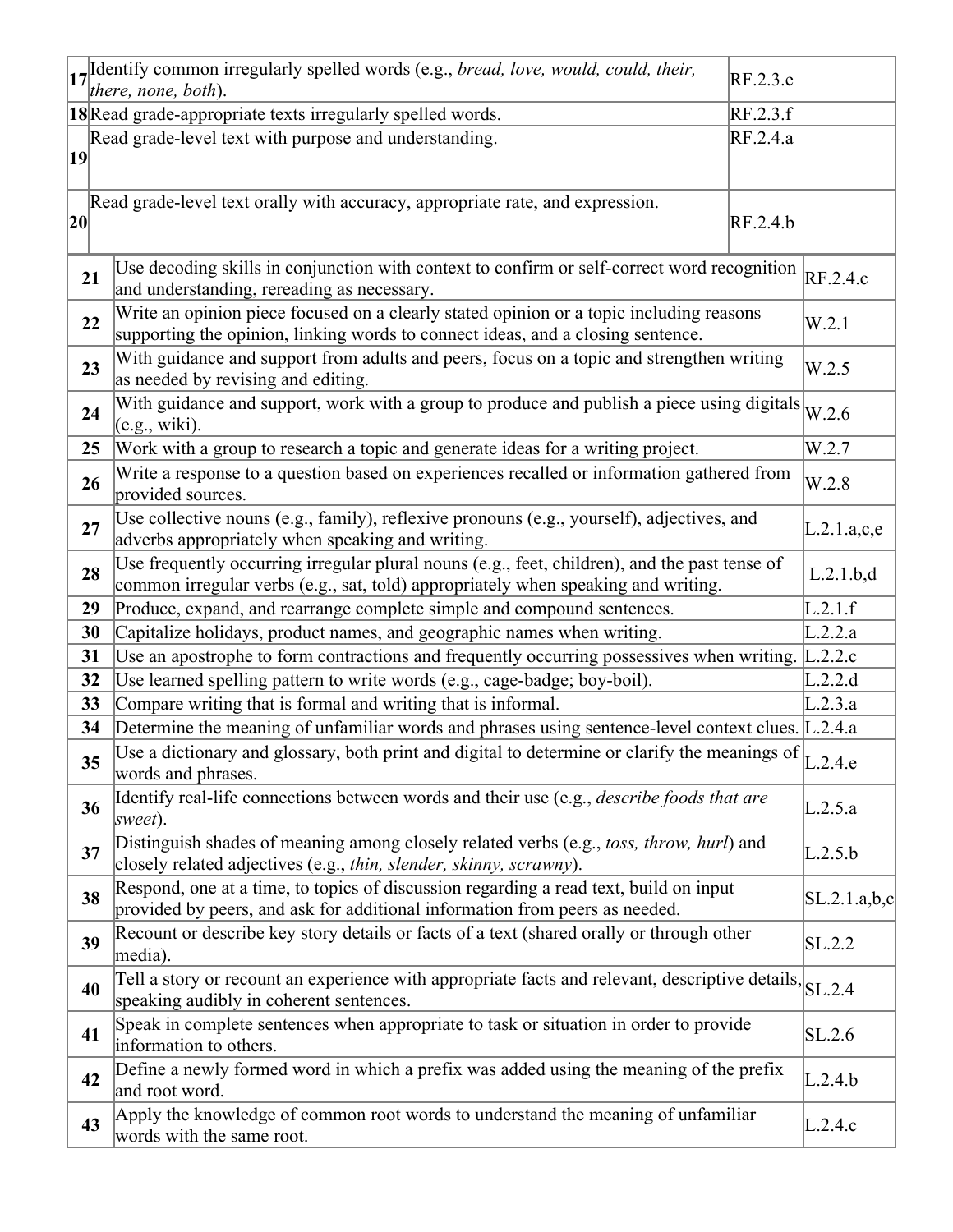| | | |
|---|---|---|
| 17 | Identify common irregularly spelled words (e.g., *bread, love, would, could, their, there, none, both*). | RF.2.3.e |
| 18 | Read grade-appropriate texts irregularly spelled words. | RF.2.3.f |
| 19 | Read grade-level text with purpose and understanding. | RF.2.4.a |
| 20 | Read grade-level text orally with accuracy, appropriate rate, and expression. | RF.2.4.b |
| 21 | Use decoding skills in conjunction with context to confirm or self-correct word recognition and understanding, rereading as necessary. | RF.2.4.c |
| 22 | Write an opinion piece focused on a clearly stated opinion or a topic including reasons supporting the opinion, linking words to connect ideas, and a closing sentence. | W.2.1 |
| 23 | With guidance and support from adults and peers, focus on a topic and strengthen writing as needed by revising and editing. | W.2.5 |
| 24 | With guidance and support, work with a group to produce and publish a piece using digitals (e.g., wiki). | W.2.6 |
| 25 | Work with a group to research a topic and generate ideas for a writing project. | W.2.7 |
| 26 | Write a response to a question based on experiences recalled or information gathered from provided sources. | W.2.8 |
| 27 | Use collective nouns (e.g., family), reflexive pronouns (e.g., yourself), adjectives, and adverbs appropriately when speaking and writing. | L.2.1.a,c,e |
| 28 | Use frequently occurring irregular plural nouns (e.g., feet, children), and the past tense of common irregular verbs (e.g., sat, told) appropriately when speaking and writing. | L.2.1.b,d |
| 29 | Produce, expand, and rearrange complete simple and compound sentences. | L.2.1.f |
| 30 | Capitalize holidays, product names, and geographic names when writing. | L.2.2.a |
| 31 | Use an apostrophe to form contractions and frequently occurring possessives when writing. | L.2.2.c |
| 32 | Use learned spelling pattern to write words (e.g., cage-badge; boy-boil). | L.2.2.d |
| 33 | Compare writing that is formal and writing that is informal. | L.2.3.a |
| 34 | Determine the meaning of unfamiliar words and phrases using sentence-level context clues. | L.2.4.a |
| 35 | Use a dictionary and glossary, both print and digital to determine or clarify the meanings of words and phrases. | L.2.4.e |
| 36 | Identify real-life connections between words and their use (e.g., *describe foods that are sweet*). | L.2.5.a |
| 37 | Distinguish shades of meaning among closely related verbs (e.g., *toss, throw, hurl*) and closely related adjectives (e.g., *thin, slender, skinny, scrawny*). | L.2.5.b |
| 38 | Respond, one at a time, to topics of discussion regarding a read text, build on input provided by peers, and ask for additional information from peers as needed. | SL.2.1.a,b,c |
| 39 | Recount or describe key story details or facts of a text (shared orally or through other media). | SL.2.2 |
| 40 | Tell a story or recount an experience with appropriate facts and relevant, descriptive details, speaking audibly in coherent sentences. | SL.2.4 |
| 41 | Speak in complete sentences when appropriate to task or situation in order to provide information to others. | SL.2.6 |
| 42 | Define a newly formed word in which a prefix was added using the meaning of the prefix and root word. | L.2.4.b |
| 43 | Apply the knowledge of common root words to understand the meaning of unfamiliar words with the same root. | L.2.4.c |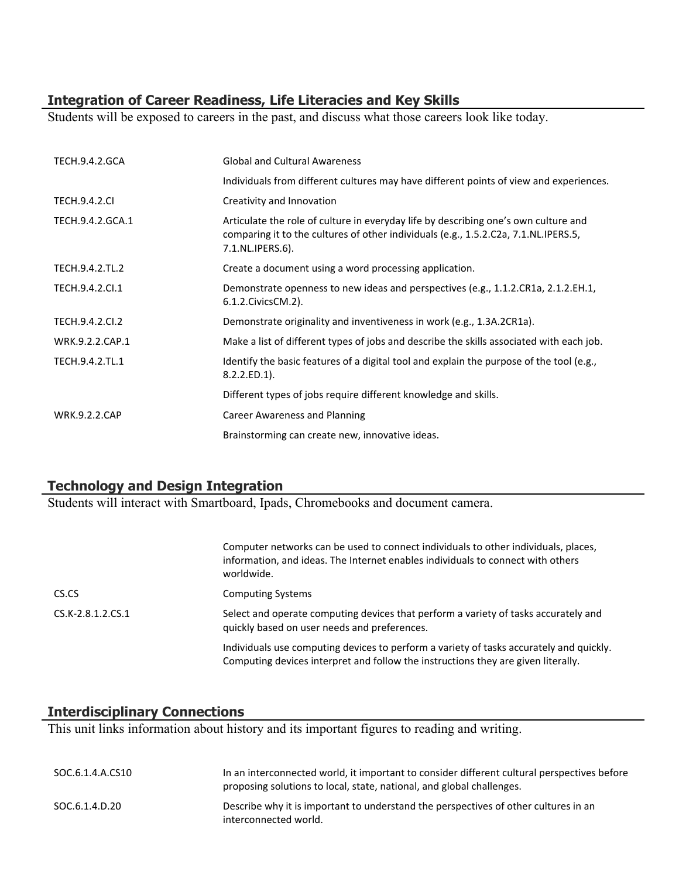## Integration of Career Readiness, Life Literacies and Key Skills

Students will be exposed to careers in the past, and discuss what those careers look like today.

| | |
|---|---|
| TECH.9.4.2.GCA | Global and Cultural Awareness |
| | Individuals from different cultures may have different points of view and experiences. |
| TECH.9.4.2.CI | Creativity and Innovation |
| TECH.9.4.2.GCA.1 | Articulate the role of culture in everyday life by describing one's own culture and comparing it to the cultures of other individuals (e.g., 1.5.2.C2a, 7.1.NL.IPERS.5, 7.1.NL.IPERS.6). |
| TECH.9.4.2.TL.2 | Create a document using a word processing application. |
| TECH.9.4.2.CI.1 | Demonstrate openness to new ideas and perspectives (e.g., 1.1.2.CR1a, 2.1.2.EH.1, 6.1.2.CivicsCM.2). |
| TECH.9.4.2.CI.2 | Demonstrate originality and inventiveness in work (e.g., 1.3A.2CR1a). |
| WRK.9.2.2.CAP.1 | Make a list of different types of jobs and describe the skills associated with each job. |
| TECH.9.4.2.TL.1 | Identify the basic features of a digital tool and explain the purpose of the tool (e.g., 8.2.2.ED.1). |
| | Different types of jobs require different knowledge and skills. |
| WRK.9.2.2.CAP | Career Awareness and Planning |
| | Brainstorming can create new, innovative ideas. |

## Technology and Design Integration

Students will interact with Smartboard, Ipads, Chromebooks and document camera.

| | |
|---|---|
| | Computer networks can be used to connect individuals to other individuals, places, information, and ideas. The Internet enables individuals to connect with others worldwide. |
| CS.CS | Computing Systems |
| CS.K-2.8.1.2.CS.1 | Select and operate computing devices that perform a variety of tasks accurately and quickly based on user needs and preferences. |
| | Individuals use computing devices to perform a variety of tasks accurately and quickly. Computing devices interpret and follow the instructions they are given literally. |

## Interdisciplinary Connections

This unit links information about history and its important figures to reading and writing.

| | |
|---|---|
| SOC.6.1.4.A.CS10 | In an interconnected world, it important to consider different cultural perspectives before proposing solutions to local, state, national, and global challenges. |
| SOC.6.1.4.D.20 | Describe why it is important to understand the perspectives of other cultures in an interconnected world. |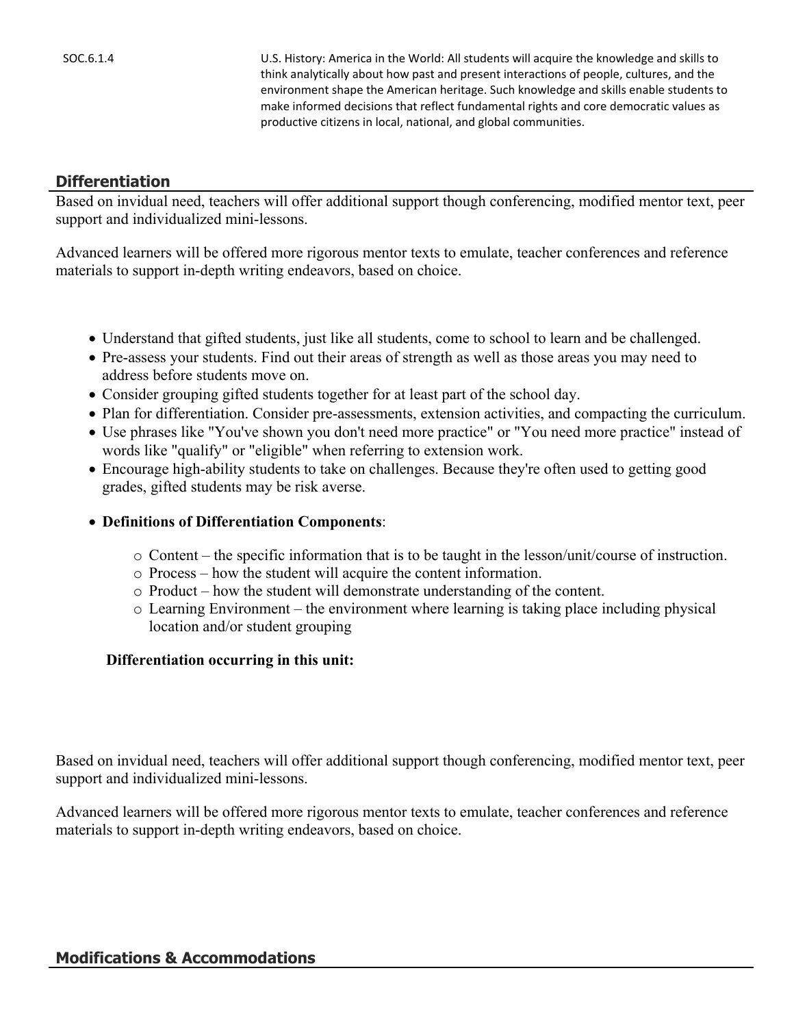| | |
|---|---|
| SOC.6.1.4 | U.S. History: America in the World: All students will acquire the knowledge and skills to think analytically about how past and present interactions of people, cultures, and the environment shape the American heritage. Such knowledge and skills enable students to make informed decisions that reflect fundamental rights and core democratic values as productive citizens in local, national, and global communities. |

## Differentiation

Based on invidual need, teachers will offer additional support though conferencing, modified mentor text, peer support and individualized mini-lessons.

Advanced learners will be offered more rigorous mentor texts to emulate, teacher conferences and reference materials to support in-depth writing endeavors, based on choice.

- Understand that gifted students, just like all students, come to school to learn and be challenged.
- Pre-assess your students. Find out their areas of strength as well as those areas you may need to address before students move on.
- Consider grouping gifted students together for at least part of the school day.
- Plan for differentiation. Consider pre-assessments, extension activities, and compacting the curriculum.
- Use phrases like "You've shown you don't need more practice" or "You need more practice" instead of words like "qualify" or "eligible" when referring to extension work.
- Encourage high-ability students to take on challenges. Because they're often used to getting good grades, gifted students may be risk averse.
- **Definitions of Differentiation Components**:
  - Content – the specific information that is to be taught in the lesson/unit/course of instruction.
  - Process – how the student will acquire the content information.
  - Product – how the student will demonstrate understanding of the content.
  - Learning Environment – the environment where learning is taking place including physical location and/or student grouping

**Differentiation occurring in this unit:**

Based on invidual need, teachers will offer additional support though conferencing, modified mentor text, peer support and individualized mini-lessons.

Advanced learners will be offered more rigorous mentor texts to emulate, teacher conferences and reference materials to support in-depth writing endeavors, based on choice.

## Modifications & Accommodations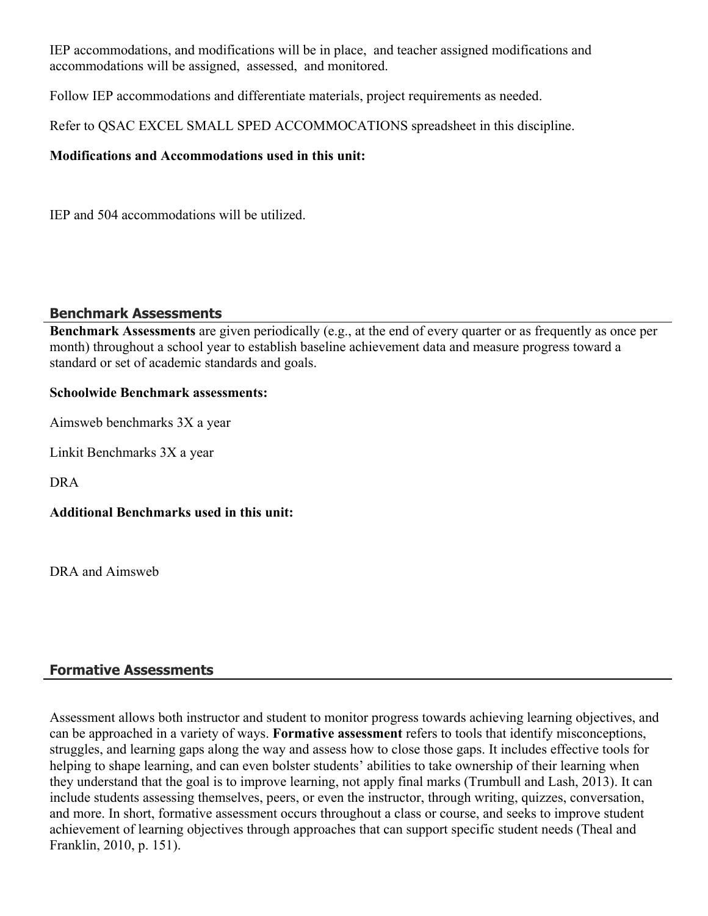IEP accommodations, and modifications will be in place, and teacher assigned modifications and accommodations will be assigned, assessed, and monitored.

Follow IEP accommodations and differentiate materials, project requirements as needed.

Refer to QSAC EXCEL SMALL SPED ACCOMMOCATIONS spreadsheet in this discipline.

**Modifications and Accommodations used in this unit:**

IEP and 504 accommodations will be utilized.

## Benchmark Assessments

**Benchmark Assessments** are given periodically (e.g., at the end of every quarter or as frequently as once per month) throughout a school year to establish baseline achievement data and measure progress toward a standard or set of academic standards and goals.

**Schoolwide Benchmark assessments:**

Aimsweb benchmarks 3X a year

Linkit Benchmarks 3X a year

DRA

**Additional Benchmarks used in this unit:**

DRA and Aimsweb

## Formative Assessments

Assessment allows both instructor and student to monitor progress towards achieving learning objectives, and can be approached in a variety of ways. **Formative assessment** refers to tools that identify misconceptions, struggles, and learning gaps along the way and assess how to close those gaps. It includes effective tools for helping to shape learning, and can even bolster students' abilities to take ownership of their learning when they understand that the goal is to improve learning, not apply final marks (Trumbull and Lash, 2013). It can include students assessing themselves, peers, or even the instructor, through writing, quizzes, conversation, and more. In short, formative assessment occurs throughout a class or course, and seeks to improve student achievement of learning objectives through approaches that can support specific student needs (Theal and Franklin, 2010, p. 151).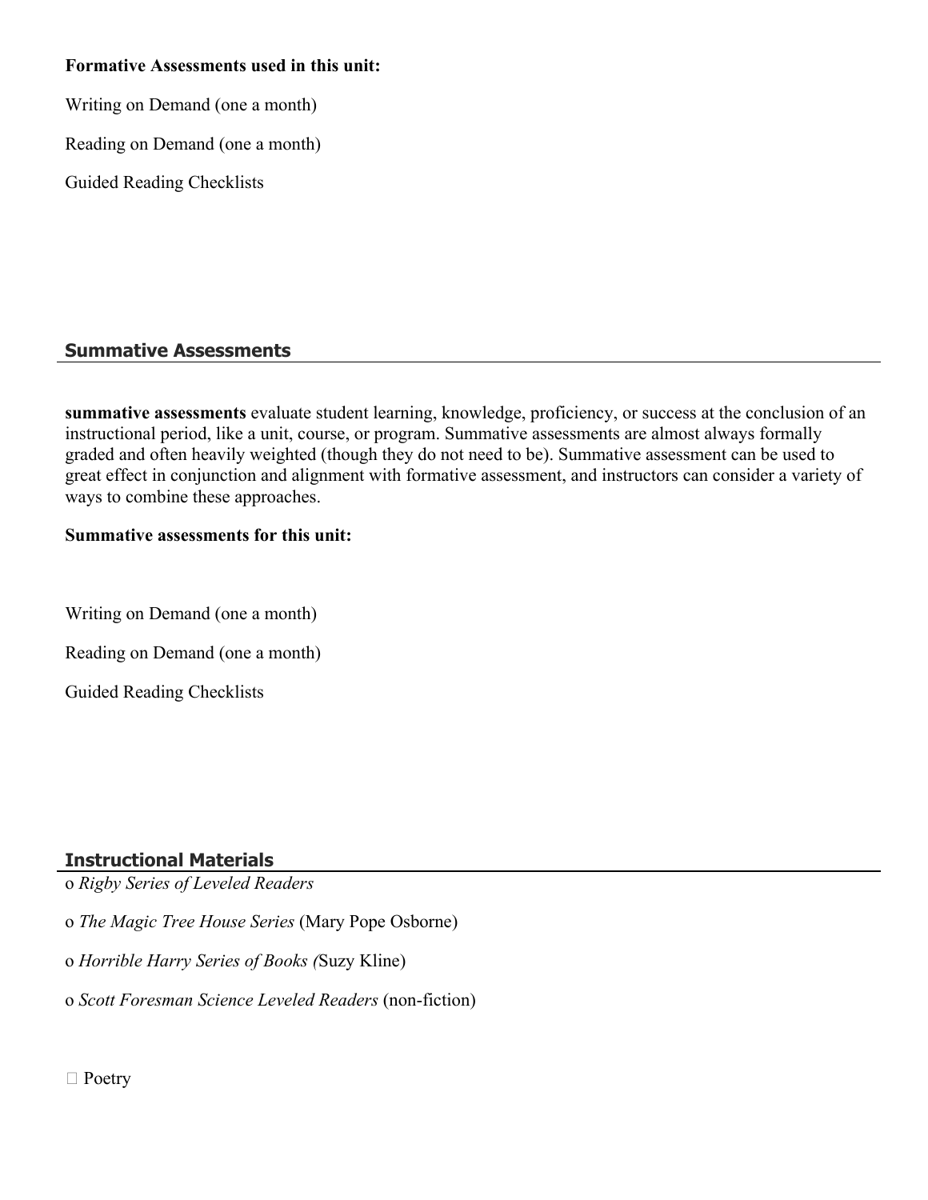**Formative Assessments used in this unit:**

Writing on Demand (one a month)

Reading on Demand (one a month)

Guided Reading Checklists

## Summative Assessments

**summative assessments** evaluate student learning, knowledge, proficiency, or success at the conclusion of an instructional period, like a unit, course, or program. Summative assessments are almost always formally graded and often heavily weighted (though they do not need to be). Summative assessment can be used to great effect in conjunction and alignment with formative assessment, and instructors can consider a variety of ways to combine these approaches.

**Summative assessments for this unit:**

Writing on Demand (one a month)

Reading on Demand (one a month)

Guided Reading Checklists

## Instructional Materials

o *Rigby Series of Leveled Readers*

o *The Magic Tree House Series* (Mary Pope Osborne)

o *Horrible Harry Series of Books (*Suzy Kline)

o *Scott Foresman Science Leveled Readers* (non-fiction)

 Poetry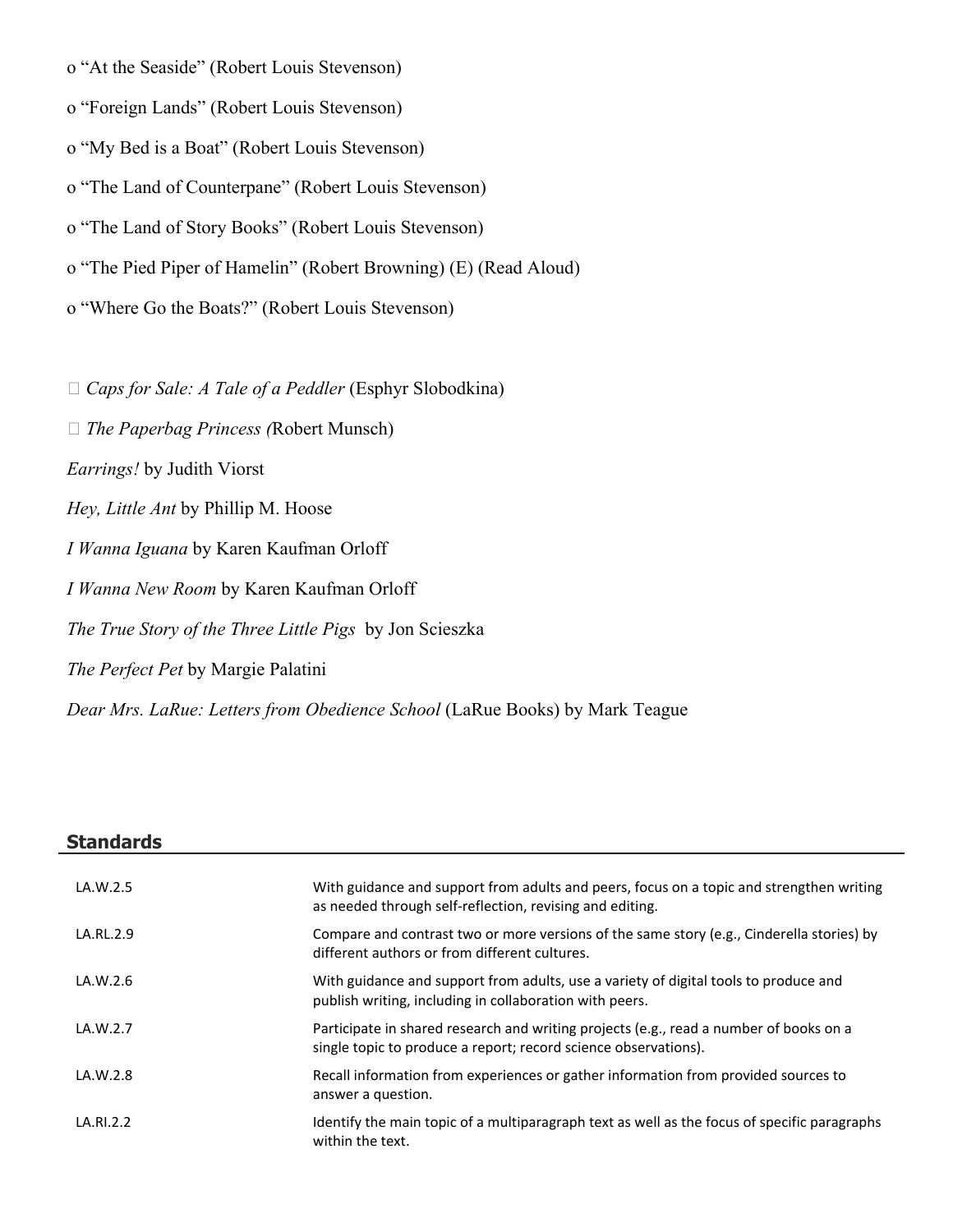o “At the Seaside” (Robert Louis Stevenson)

o “Foreign Lands” (Robert Louis Stevenson)

o “My Bed is a Boat” (Robert Louis Stevenson)

o “The Land of Counterpane” (Robert Louis Stevenson)

o “The Land of Story Books” (Robert Louis Stevenson)

o “The Pied Piper of Hamelin” (Robert Browning) (E) (Read Aloud)

o “Where Go the Boats?” (Robert Louis Stevenson)

 *Caps for Sale: A Tale of a Peddler* (Esphyr Slobodkina)

 *The Paperbag Princess (*Robert Munsch)

*Earrings!* by Judith Viorst

*Hey, Little Ant* by Phillip M. Hoose

*I Wanna Iguana* by Karen Kaufman Orloff

*I Wanna New Room* by Karen Kaufman Orloff

*The True Story of the Three Little Pigs* by Jon Scieszka

*The Perfect Pet* by Margie Palatini

*Dear Mrs. LaRue: Letters from Obedience School* (LaRue Books) by Mark Teague

## Standards

| | |
|---|---|
| LA.W.2.5 | With guidance and support from adults and peers, focus on a topic and strengthen writing as needed through self-reflection, revising and editing. |
| LA.RL.2.9 | Compare and contrast two or more versions of the same story (e.g., Cinderella stories) by different authors or from different cultures. |
| LA.W.2.6 | With guidance and support from adults, use a variety of digital tools to produce and publish writing, including in collaboration with peers. |
| LA.W.2.7 | Participate in shared research and writing projects (e.g., read a number of books on a single topic to produce a report; record science observations). |
| LA.W.2.8 | Recall information from experiences or gather information from provided sources to answer a question. |
| LA.RI.2.2 | Identify the main topic of a multiparagraph text as well as the focus of specific paragraphs within the text. |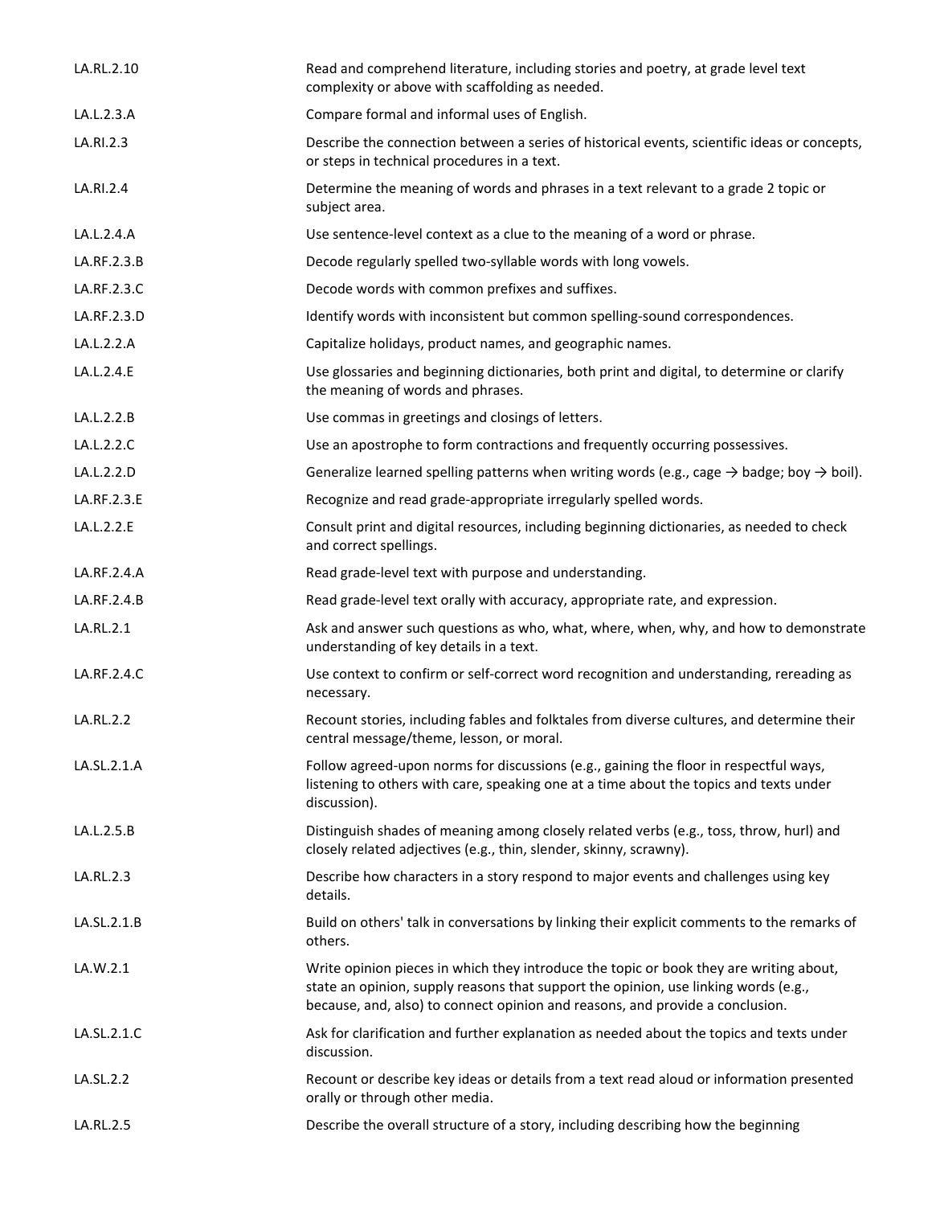| | |
|---|---|
| LA.RL.2.10 | Read and comprehend literature, including stories and poetry, at grade level text complexity or above with scaffolding as needed. |
| LA.L.2.3.A | Compare formal and informal uses of English. |
| LA.RI.2.3 | Describe the connection between a series of historical events, scientific ideas or concepts, or steps in technical procedures in a text. |
| LA.RI.2.4 | Determine the meaning of words and phrases in a text relevant to a grade 2 topic or subject area. |
| LA.L.2.4.A | Use sentence-level context as a clue to the meaning of a word or phrase. |
| LA.RF.2.3.B | Decode regularly spelled two-syllable words with long vowels. |
| LA.RF.2.3.C | Decode words with common prefixes and suffixes. |
| LA.RF.2.3.D | Identify words with inconsistent but common spelling-sound correspondences. |
| LA.L.2.2.A | Capitalize holidays, product names, and geographic names. |
| LA.L.2.4.E | Use glossaries and beginning dictionaries, both print and digital, to determine or clarify the meaning of words and phrases. |
| LA.L.2.2.B | Use commas in greetings and closings of letters. |
| LA.L.2.2.C | Use an apostrophe to form contractions and frequently occurring possessives. |
| LA.L.2.2.D | Generalize learned spelling patterns when writing words (e.g., cage → badge; boy → boil). |
| LA.RF.2.3.E | Recognize and read grade-appropriate irregularly spelled words. |
| LA.L.2.2.E | Consult print and digital resources, including beginning dictionaries, as needed to check and correct spellings. |
| LA.RF.2.4.A | Read grade-level text with purpose and understanding. |
| LA.RF.2.4.B | Read grade-level text orally with accuracy, appropriate rate, and expression. |
| LA.RL.2.1 | Ask and answer such questions as who, what, where, when, why, and how to demonstrate understanding of key details in a text. |
| LA.RF.2.4.C | Use context to confirm or self-correct word recognition and understanding, rereading as necessary. |
| LA.RL.2.2 | Recount stories, including fables and folktales from diverse cultures, and determine their central message/theme, lesson, or moral. |
| LA.SL.2.1.A | Follow agreed-upon norms for discussions (e.g., gaining the floor in respectful ways, listening to others with care, speaking one at a time about the topics and texts under discussion). |
| LA.L.2.5.B | Distinguish shades of meaning among closely related verbs (e.g., toss, throw, hurl) and closely related adjectives (e.g., thin, slender, skinny, scrawny). |
| LA.RL.2.3 | Describe how characters in a story respond to major events and challenges using key details. |
| LA.SL.2.1.B | Build on others' talk in conversations by linking their explicit comments to the remarks of others. |
| LA.W.2.1 | Write opinion pieces in which they introduce the topic or book they are writing about, state an opinion, supply reasons that support the opinion, use linking words (e.g., because, and, also) to connect opinion and reasons, and provide a conclusion. |
| LA.SL.2.1.C | Ask for clarification and further explanation as needed about the topics and texts under discussion. |
| LA.SL.2.2 | Recount or describe key ideas or details from a text read aloud or information presented orally or through other media. |
| LA.RL.2.5 | Describe the overall structure of a story, including describing how the beginning |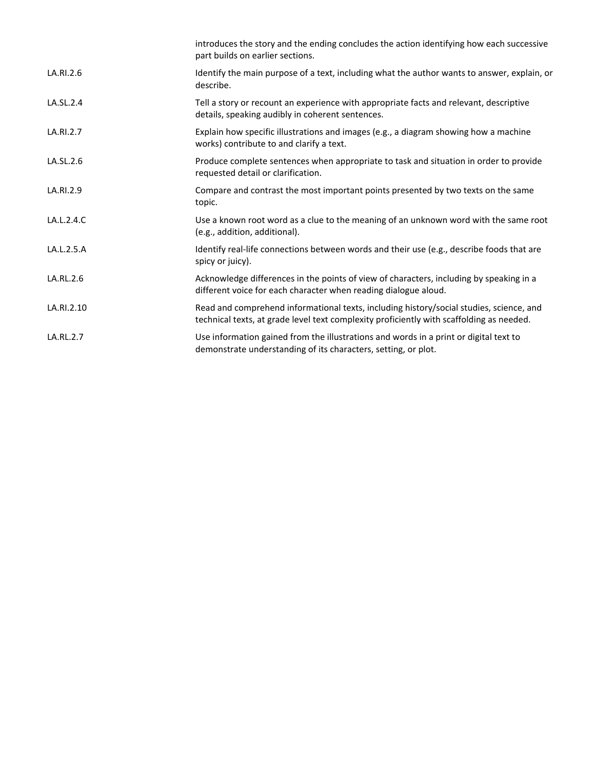| | |
|---|---|
| | introduces the story and the ending concludes the action identifying how each successive part builds on earlier sections. |
| LA.RI.2.6 | Identify the main purpose of a text, including what the author wants to answer, explain, or describe. |
| LA.SL.2.4 | Tell a story or recount an experience with appropriate facts and relevant, descriptive details, speaking audibly in coherent sentences. |
| LA.RI.2.7 | Explain how specific illustrations and images (e.g., a diagram showing how a machine works) contribute to and clarify a text. |
| LA.SL.2.6 | Produce complete sentences when appropriate to task and situation in order to provide requested detail or clarification. |
| LA.RI.2.9 | Compare and contrast the most important points presented by two texts on the same topic. |
| LA.L.2.4.C | Use a known root word as a clue to the meaning of an unknown word with the same root (e.g., addition, additional). |
| LA.L.2.5.A | Identify real-life connections between words and their use (e.g., describe foods that are spicy or juicy). |
| LA.RL.2.6 | Acknowledge differences in the points of view of characters, including by speaking in a different voice for each character when reading dialogue aloud. |
| LA.RI.2.10 | Read and comprehend informational texts, including history/social studies, science, and technical texts, at grade level text complexity proficiently with scaffolding as needed. |
| LA.RL.2.7 | Use information gained from the illustrations and words in a print or digital text to demonstrate understanding of its characters, setting, or plot. |